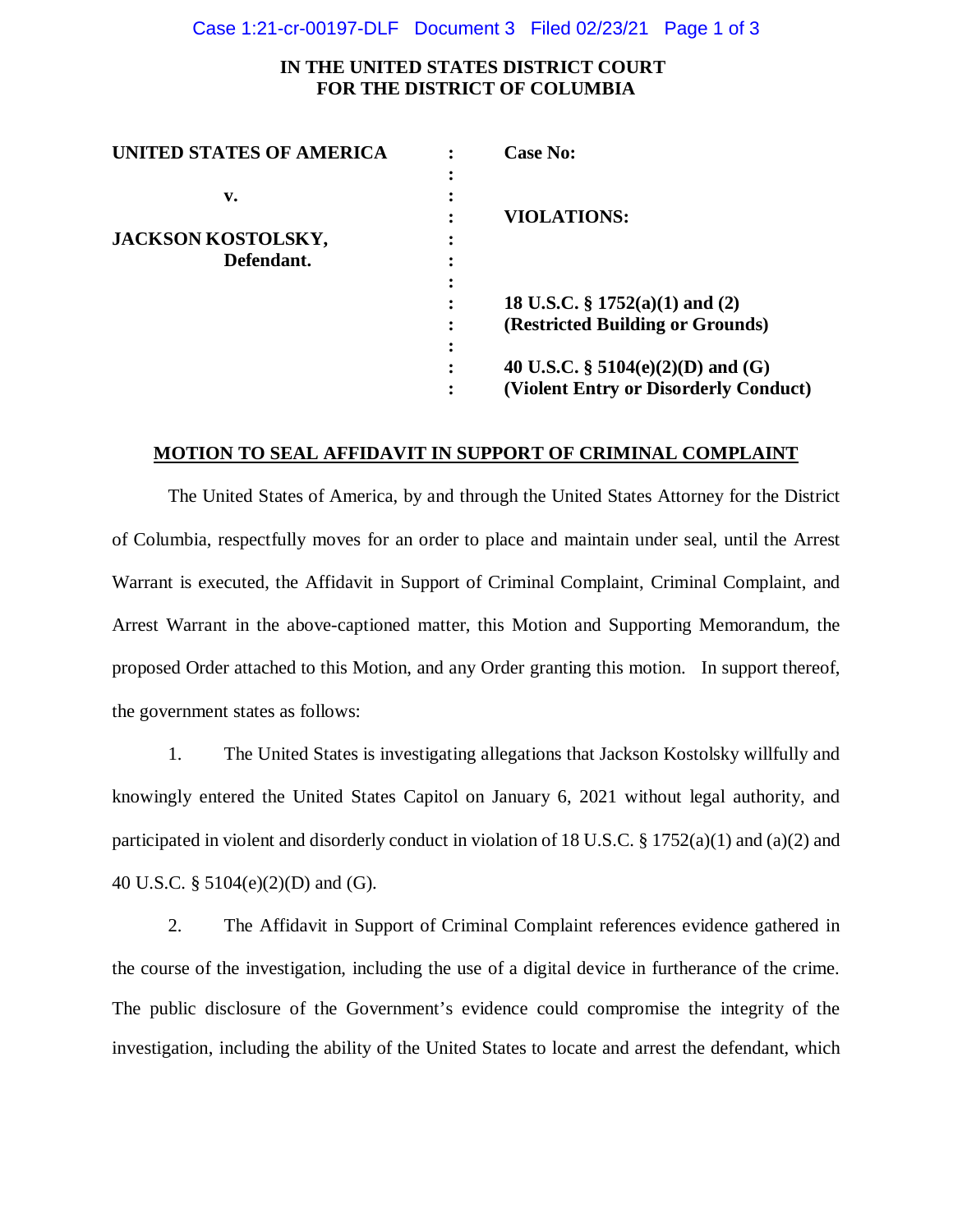**IN THE UNITED STATES DISTRICT COURT**
**FOR THE DISTRICT OF COLUMBIA**

| | | |
|---|---|---|
| **UNITED STATES OF AMERICA** | : | **Case No:** |
| | : | |
| **v.** | : | |
| | : | **VIOLATIONS:** |
| **JACKSON KOSTOLSKY,** | : | |
| **Defendant.** | : | |
| | : | |
| | : | **18 U.S.C. § 1752(a)(1) and (2)** |
| | : | **(Restricted Building or Grounds)** |
| | : | |
| | : | **40 U.S.C. § 5104(e)(2)(D) and (G)** |
| | : | **(Violent Entry or Disorderly Conduct)** |

**MOTION TO SEAL AFFIDAVIT IN SUPPORT OF CRIMINAL COMPLAINT**

The United States of America, by and through the United States Attorney for the District of Columbia, respectfully moves for an order to place and maintain under seal, until the Arrest Warrant is executed, the Affidavit in Support of Criminal Complaint, Criminal Complaint, and Arrest Warrant in the above-captioned matter, this Motion and Supporting Memorandum, the proposed Order attached to this Motion, and any Order granting this motion. In support thereof, the government states as follows:

1. The United States is investigating allegations that Jackson Kostolsky willfully and knowingly entered the United States Capitol on January 6, 2021 without legal authority, and participated in violent and disorderly conduct in violation of 18 U.S.C. § 1752(a)(1) and (a)(2) and 40 U.S.C. § 5104(e)(2)(D) and (G).

2. The Affidavit in Support of Criminal Complaint references evidence gathered in the course of the investigation, including the use of a digital device in furtherance of the crime. The public disclosure of the Government's evidence could compromise the integrity of the investigation, including the ability of the United States to locate and arrest the defendant, which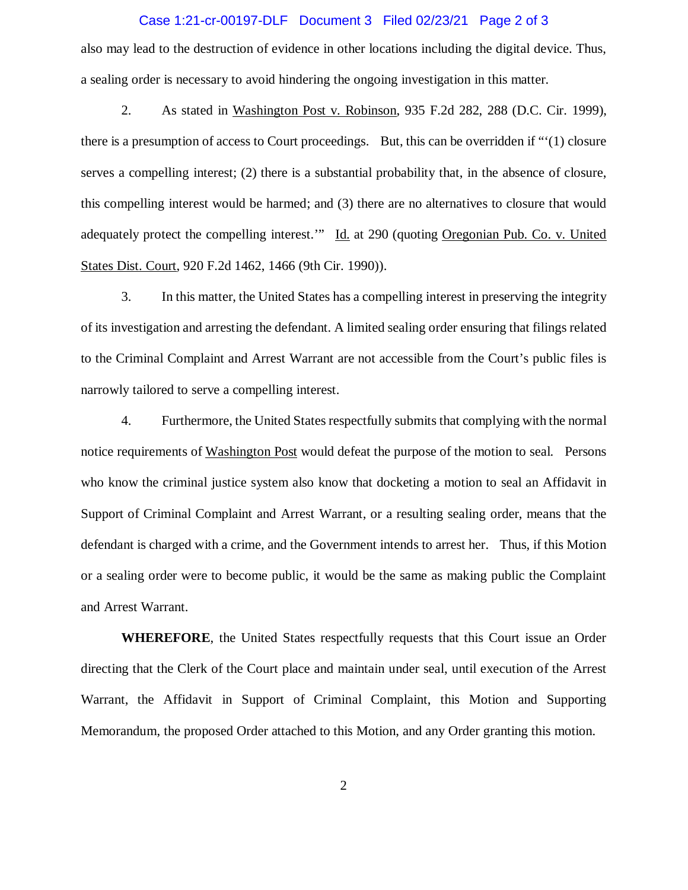also may lead to the destruction of evidence in other locations including the digital device. Thus, a sealing order is necessary to avoid hindering the ongoing investigation in this matter.

2. As stated in Washington Post v. Robinson, 935 F.2d 282, 288 (D.C. Cir. 1999), there is a presumption of access to Court proceedings. But, this can be overridden if "'(1) closure serves a compelling interest; (2) there is a substantial probability that, in the absence of closure, this compelling interest would be harmed; and (3) there are no alternatives to closure that would adequately protect the compelling interest.'" Id. at 290 (quoting Oregonian Pub. Co. v. United States Dist. Court, 920 F.2d 1462, 1466 (9th Cir. 1990)).

3. In this matter, the United States has a compelling interest in preserving the integrity of its investigation and arresting the defendant. A limited sealing order ensuring that filings related to the Criminal Complaint and Arrest Warrant are not accessible from the Court's public files is narrowly tailored to serve a compelling interest.

4. Furthermore, the United States respectfully submits that complying with the normal notice requirements of Washington Post would defeat the purpose of the motion to seal. Persons who know the criminal justice system also know that docketing a motion to seal an Affidavit in Support of Criminal Complaint and Arrest Warrant, or a resulting sealing order, means that the defendant is charged with a crime, and the Government intends to arrest her. Thus, if this Motion or a sealing order were to become public, it would be the same as making public the Complaint and Arrest Warrant.

**WHEREFORE**, the United States respectfully requests that this Court issue an Order directing that the Clerk of the Court place and maintain under seal, until execution of the Arrest Warrant, the Affidavit in Support of Criminal Complaint, this Motion and Supporting Memorandum, the proposed Order attached to this Motion, and any Order granting this motion.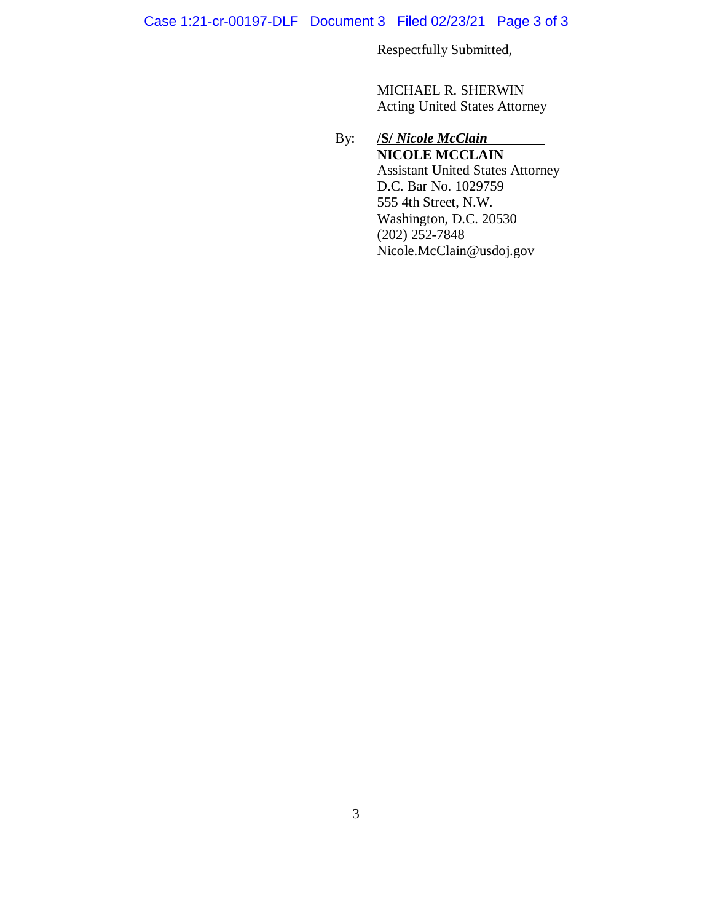Respectfully Submitted,

MICHAEL R. SHERWIN
Acting United States Attorney

By: **/S/ *Nicole McClain***
**NICOLE MCCLAIN**
Assistant United States Attorney
D.C. Bar No. 1029759
555 4th Street, N.W.
Washington, D.C. 20530
(202) 252-7848
Nicole.McClain@usdoj.gov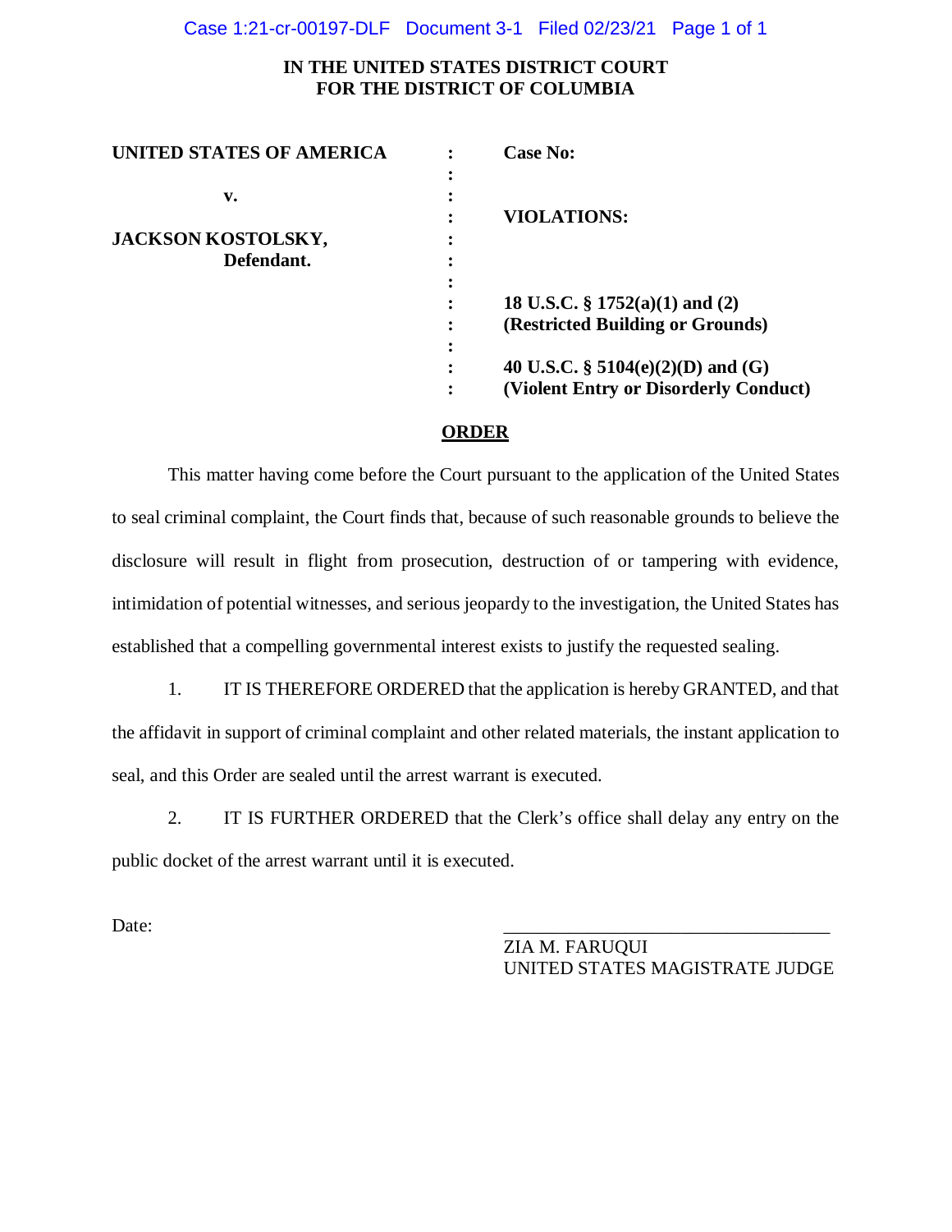**IN THE UNITED STATES DISTRICT COURT**
**FOR THE DISTRICT OF COLUMBIA**

| | | |
|---|---|---|
| **UNITED STATES OF AMERICA** | : | **Case No:** |
| | : | |
| **v.** | : | |
| | : | **VIOLATIONS:** |
| **JACKSON KOSTOLSKY,** | : | |
| **Defendant.** | : | |
| | : | |
| | : | **18 U.S.C. § 1752(a)(1) and (2)** |
| | : | **(Restricted Building or Grounds)** |
| | : | |
| | : | **40 U.S.C. § 5104(e)(2)(D) and (G)** |
| | : | **(Violent Entry or Disorderly Conduct)** |

## ORDER

This matter having come before the Court pursuant to the application of the United States to seal criminal complaint, the Court finds that, because of such reasonable grounds to believe the disclosure will result in flight from prosecution, destruction of or tampering with evidence, intimidation of potential witnesses, and serious jeopardy to the investigation, the United States has established that a compelling governmental interest exists to justify the requested sealing.

1. IT IS THEREFORE ORDERED that the application is hereby GRANTED, and that the affidavit in support of criminal complaint and other related materials, the instant application to seal, and this Order are sealed until the arrest warrant is executed.

2. IT IS FURTHER ORDERED that the Clerk's office shall delay any entry on the public docket of the arrest warrant until it is executed.

Date:

\_\_\_\_\_\_\_\_\_\_\_\_\_\_\_\_\_\_\_\_\_\_\_\_\_\_\_\_\_\_\_\_\_\_\_
ZIA M. FARUQUI
UNITED STATES MAGISTRATE JUDGE